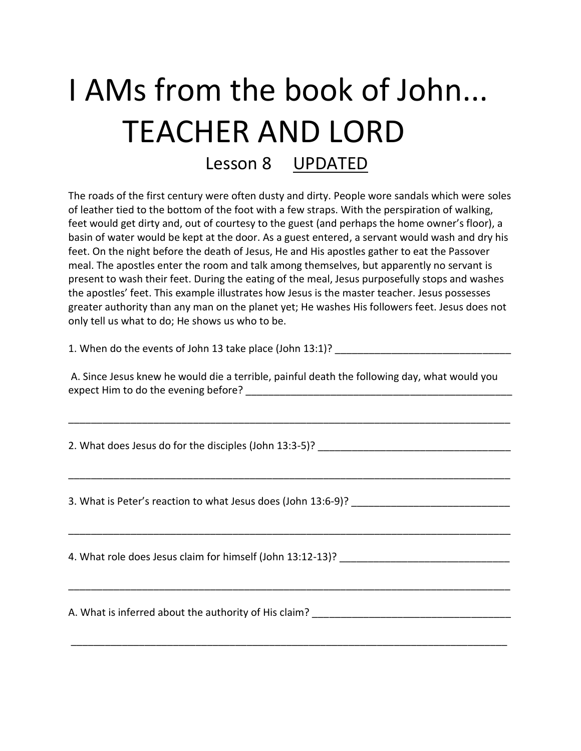# I AMs from the book of John... TEACHER AND LORD

## Lesson 8 <u>UPDATED</u>

The roads of the first century were often dusty and dirty. People wore sandals which were soles of leather tied to the bottom of the foot with a few straps. With the perspiration of walking, feet would get dirty and, out of courtesy to the guest (and perhaps the home owner's floor), a basin of water would be kept at the door. As a guest entered, a servant would wash and dry his feet. On the night before the death of Jesus, He and His apostles gather to eat the Passover meal. The apostles enter the room and talk among themselves, but apparently no servant is present to wash their feet. During the eating of the meal, Jesus purposefully stops and washes the apostles' feet. This example illustrates how Jesus is the master teacher. Jesus possesses greater authority than any man on the planet yet; He washes His followers feet. Jesus does not only tell us what to do; He shows us who to be.

1. When do the events of John 13 take place (John 13:1)? _______________________________

A. Since Jesus knew he would die a terrible, painful death the following day, what would you expect Him to do the evening before? _________________________________________________

_____________________________________________________________________________

2. What does Jesus do for the disciples (John 13:3-5)? __________________________________

_____________________________________________________________________________

3. What is Peter's reaction to what Jesus does (John 13:6-9)? ____________________________

_____________________________________________________________________________

4. What role does Jesus claim for himself (John 13:12-13)? ______________________________

_____________________________________________________________________________

A. What is inferred about the authority of His claim? ___________________________________

_____________________________________________________________________________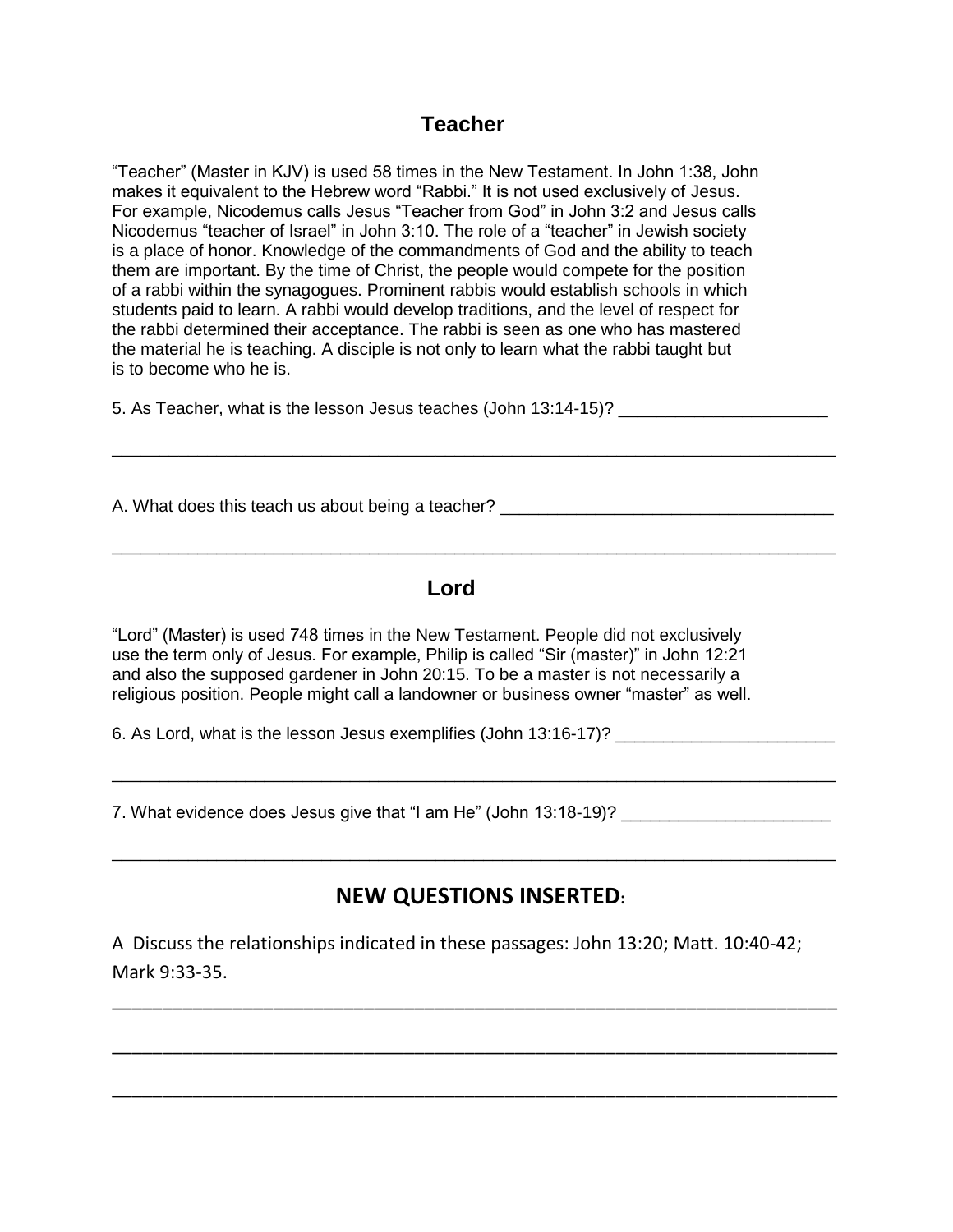## Teacher

"Teacher" (Master in KJV) is used 58 times in the New Testament. In John 1:38, John makes it equivalent to the Hebrew word "Rabbi." It is not used exclusively of Jesus. For example, Nicodemus calls Jesus "Teacher from God" in John 3:2 and Jesus calls Nicodemus "teacher of Israel" in John 3:10. The role of a "teacher" in Jewish society is a place of honor. Knowledge of the commandments of God and the ability to teach them are important. By the time of Christ, the people would compete for the position of a rabbi within the synagogues. Prominent rabbis would establish schools in which students paid to learn. A rabbi would develop traditions, and the level of respect for the rabbi determined their acceptance. The rabbi is seen as one who has mastered the material he is teaching. A disciple is not only to learn what the rabbi taught but is to become who he is.

5. As Teacher, what is the lesson Jesus teaches (John 13:14-15)? ______________________

______________________________________________________________________________

A. What does this teach us about being a teacher? ___________________________________

______________________________________________________________________________

## Lord

"Lord" (Master) is used 748 times in the New Testament. People did not exclusively use the term only of Jesus. For example, Philip is called "Sir (master)" in John 12:21 and also the supposed gardener in John 20:15. To be a master is not necessarily a religious position. People might call a landowner or business owner "master" as well.

6. As Lord, what is the lesson Jesus exemplifies (John 13:16-17)? _______________________

______________________________________________________________________________

7. What evidence does Jesus give that "I am He" (John 13:18-19)? ______________________

______________________________________________________________________________

## NEW QUESTIONS INSERTED:

A Discuss the relationships indicated in these passages: John 13:20; Matt. 10:40-42; Mark 9:33-35.

______________________________________________________________________________

______________________________________________________________________________

______________________________________________________________________________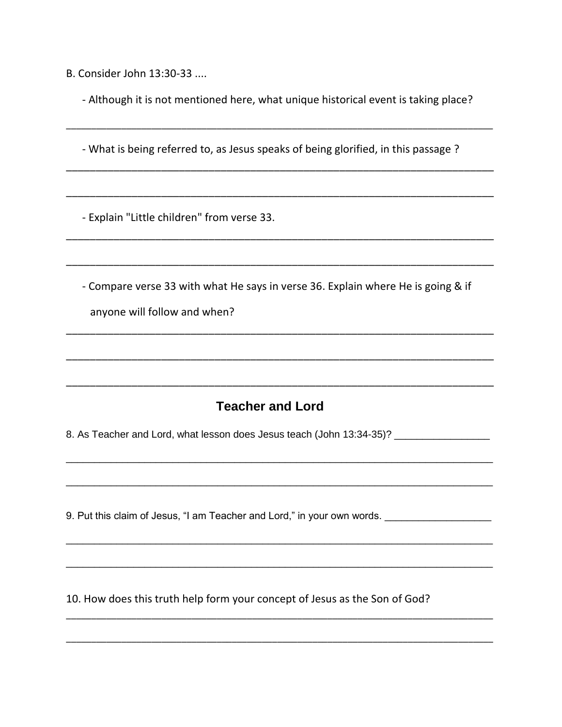B. Consider John 13:30-33 ....

- Although it is not mentioned here, what unique historical event is taking place?

______________________________________________________________________________

- What is being referred to, as Jesus speaks of being glorified, in this passage ?

______________________________________________________________________________

______________________________________________________________________________

- Explain "Little children" from verse 33.

______________________________________________________________________________

______________________________________________________________________________

- Compare verse 33 with what He says in verse 36. Explain where He is going & if anyone will follow and when?

______________________________________________________________________________

______________________________________________________________________________

______________________________________________________________________________

## Teacher and Lord

8. As Teacher and Lord, what lesson does Jesus teach (John 13:34-35)? _________________

______________________________________________________________________________

______________________________________________________________________________

9. Put this claim of Jesus, "I am Teacher and Lord," in your own words. ___________________

______________________________________________________________________________

______________________________________________________________________________

10. How does this truth help form your concept of Jesus as the Son of God?

______________________________________________________________________________

______________________________________________________________________________